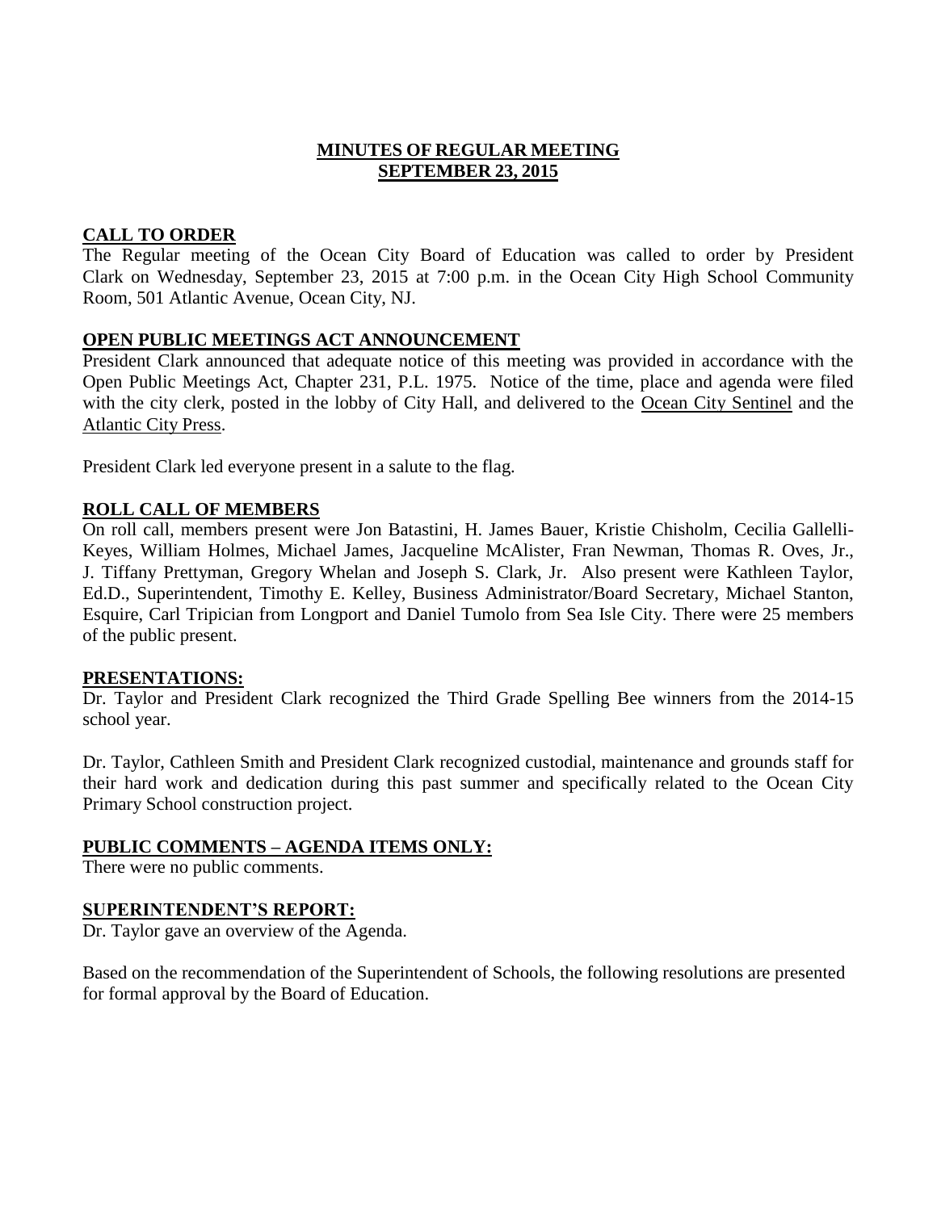# MINUTES OF REGULAR MEETING
## SEPTEMBER 23, 2015

## CALL TO ORDER

The Regular meeting of the Ocean City Board of Education was called to order by President Clark on Wednesday, September 23, 2015 at 7:00 p.m. in the Ocean City High School Community Room, 501 Atlantic Avenue, Ocean City, NJ.

## OPEN PUBLIC MEETINGS ACT ANNOUNCEMENT

President Clark announced that adequate notice of this meeting was provided in accordance with the Open Public Meetings Act, Chapter 231, P.L. 1975. Notice of the time, place and agenda were filed with the city clerk, posted in the lobby of City Hall, and delivered to the Ocean City Sentinel and the Atlantic City Press.

President Clark led everyone present in a salute to the flag.

## ROLL CALL OF MEMBERS

On roll call, members present were Jon Batastini, H. James Bauer, Kristie Chisholm, Cecilia Gallelli-Keyes, William Holmes, Michael James, Jacqueline McAlister, Fran Newman, Thomas R. Oves, Jr., J. Tiffany Prettyman, Gregory Whelan and Joseph S. Clark, Jr. Also present were Kathleen Taylor, Ed.D., Superintendent, Timothy E. Kelley, Business Administrator/Board Secretary, Michael Stanton, Esquire, Carl Tripician from Longport and Daniel Tumolo from Sea Isle City. There were 25 members of the public present.

## PRESENTATIONS:

Dr. Taylor and President Clark recognized the Third Grade Spelling Bee winners from the 2014-15 school year.

Dr. Taylor, Cathleen Smith and President Clark recognized custodial, maintenance and grounds staff for their hard work and dedication during this past summer and specifically related to the Ocean City Primary School construction project.

## PUBLIC COMMENTS – AGENDA ITEMS ONLY:

There were no public comments.

## SUPERINTENDENT'S REPORT:

Dr. Taylor gave an overview of the Agenda.

Based on the recommendation of the Superintendent of Schools, the following resolutions are presented for formal approval by the Board of Education.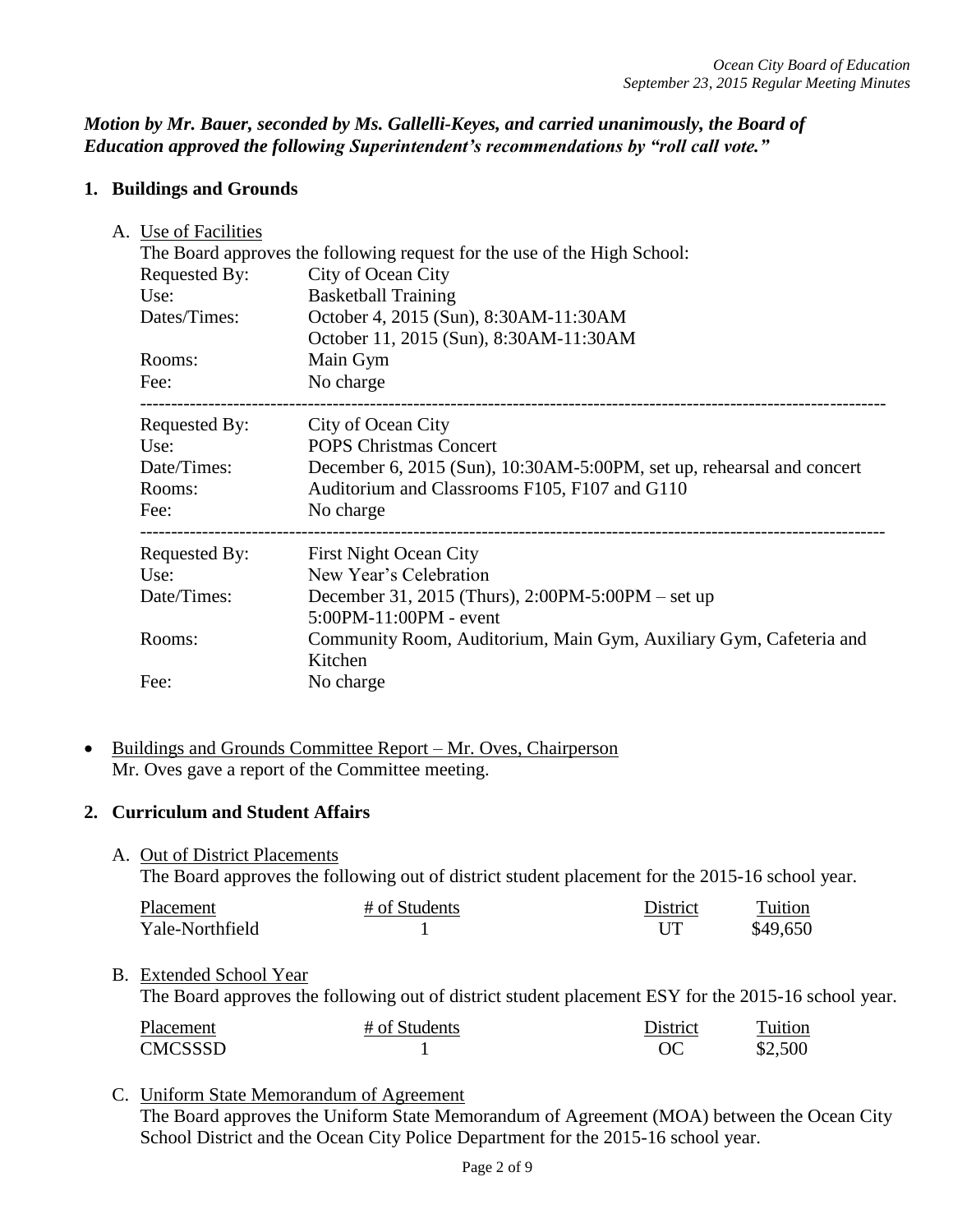***Motion by Mr. Bauer, seconded by Ms. Gallelli-Keyes, and carried unanimously, the Board of Education approved the following Superintendent's recommendations by "roll call vote."***

**1. Buildings and Grounds**

A. Use of Facilities

The Board approves the following request for the use of the High School:

| | |
|---|---|
| Requested By: | City of Ocean City |
| Use: | Basketball Training |
| Dates/Times: | October 4, 2015 (Sun), 8:30AM-11:30AM<br>October 11, 2015 (Sun), 8:30AM-11:30AM |
| Rooms: | Main Gym |
| Fee: | No charge |

---

| | |
|---|---|
| Requested By: | City of Ocean City |
| Use: | POPS Christmas Concert |
| Date/Times: | December 6, 2015 (Sun), 10:30AM-5:00PM, set up, rehearsal and concert |
| Rooms: | Auditorium and Classrooms F105, F107 and G110 |
| Fee: | No charge |

---

| | |
|---|---|
| Requested By: | First Night Ocean City |
| Use: | New Year's Celebration |
| Date/Times: | December 31, 2015 (Thurs), 2:00PM-5:00PM – set up<br>5:00PM-11:00PM - event |
| Rooms: | Community Room, Auditorium, Main Gym, Auxiliary Gym, Cafeteria and Kitchen |
| Fee: | No charge |

- Buildings and Grounds Committee Report – Mr. Oves, Chairperson
  Mr. Oves gave a report of the Committee meeting.

**2. Curriculum and Student Affairs**

A. Out of District Placements

The Board approves the following out of district student placement for the 2015-16 school year.

| Placement | # of Students | District | Tuition |
|---|---|---|---|
| Yale-Northfield | 1 | UT | $49,650 |

B. Extended School Year

The Board approves the following out of district student placement ESY for the 2015-16 school year.

| Placement | # of Students | District | Tuition |
|---|---|---|---|
| CMCSSSD | 1 | OC | $2,500 |

C. Uniform State Memorandum of Agreement

The Board approves the Uniform State Memorandum of Agreement (MOA) between the Ocean City School District and the Ocean City Police Department for the 2015-16 school year.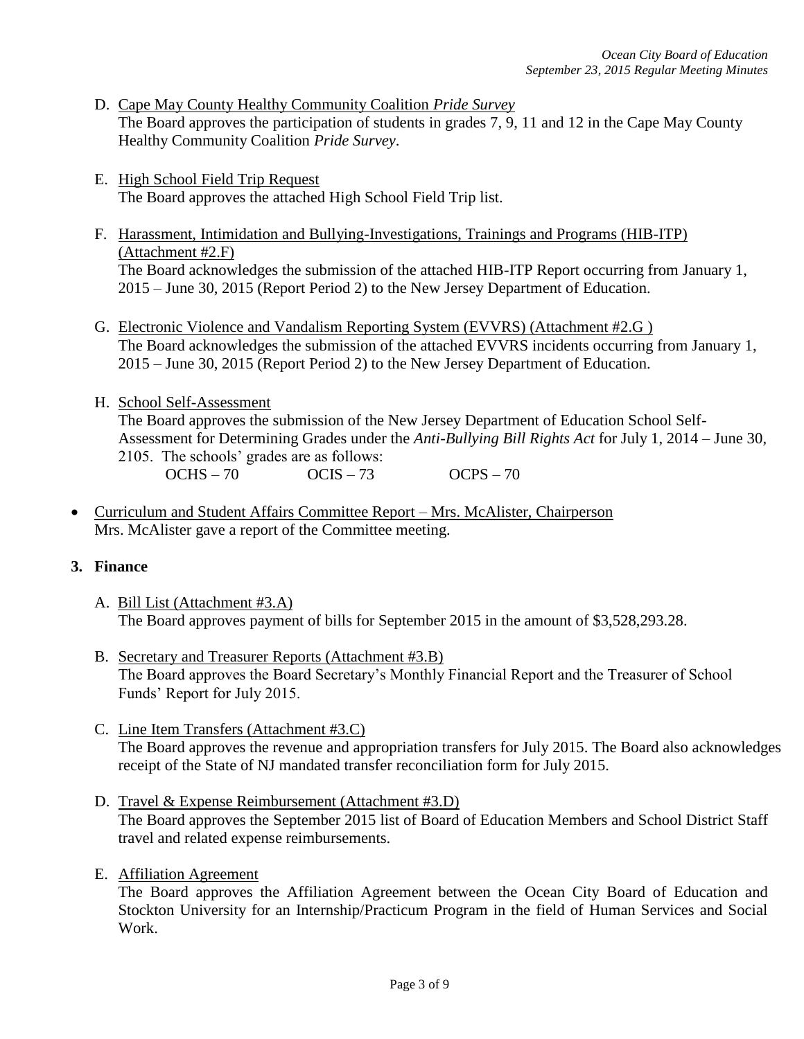D. Cape May County Healthy Community Coalition *Pride Survey*
   The Board approves the participation of students in grades 7, 9, 11 and 12 in the Cape May County Healthy Community Coalition *Pride Survey*.

E. High School Field Trip Request
   The Board approves the attached High School Field Trip list.

F. Harassment, Intimidation and Bullying-Investigations, Trainings and Programs (HIB-ITP) (Attachment #2.F)
   The Board acknowledges the submission of the attached HIB-ITP Report occurring from January 1, 2015 – June 30, 2015 (Report Period 2) to the New Jersey Department of Education.

G. Electronic Violence and Vandalism Reporting System (EVVRS) (Attachment #2.G )
   The Board acknowledges the submission of the attached EVVRS incidents occurring from January 1, 2015 – June 30, 2015 (Report Period 2) to the New Jersey Department of Education.

H. School Self-Assessment
   The Board approves the submission of the New Jersey Department of Education School Self-Assessment for Determining Grades under the *Anti-Bullying Bill Rights Act* for July 1, 2014 – June 30, 2105. The schools' grades are as follows:
   OCHS – 70 OCIS – 73 OCPS – 70

- Curriculum and Student Affairs Committee Report – Mrs. McAlister, Chairperson
  Mrs. McAlister gave a report of the Committee meeting.

**3. Finance**

A. Bill List (Attachment #3.A)
   The Board approves payment of bills for September 2015 in the amount of $3,528,293.28.

B. Secretary and Treasurer Reports (Attachment #3.B)
   The Board approves the Board Secretary's Monthly Financial Report and the Treasurer of School Funds' Report for July 2015.

C. Line Item Transfers (Attachment #3.C)
   The Board approves the revenue and appropriation transfers for July 2015. The Board also acknowledges receipt of the State of NJ mandated transfer reconciliation form for July 2015.

D. Travel & Expense Reimbursement (Attachment #3.D)
   The Board approves the September 2015 list of Board of Education Members and School District Staff travel and related expense reimbursements.

E. Affiliation Agreement
   The Board approves the Affiliation Agreement between the Ocean City Board of Education and Stockton University for an Internship/Practicum Program in the field of Human Services and Social Work.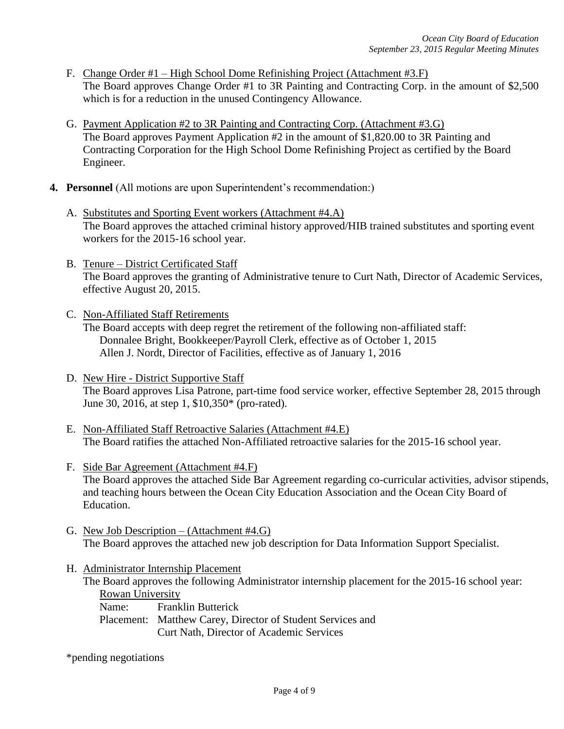F. Change Order #1 – High School Dome Refinishing Project (Attachment #3.F)
The Board approves Change Order #1 to 3R Painting and Contracting Corp. in the amount of $2,500 which is for a reduction in the unused Contingency Allowance.

G. Payment Application #2 to 3R Painting and Contracting Corp. (Attachment #3.G)
The Board approves Payment Application #2 in the amount of $1,820.00 to 3R Painting and Contracting Corporation for the High School Dome Refinishing Project as certified by the Board Engineer.

**4. Personnel** (All motions are upon Superintendent's recommendation:)

A. Substitutes and Sporting Event workers (Attachment #4.A)
The Board approves the attached criminal history approved/HIB trained substitutes and sporting event workers for the 2015-16 school year.

B. Tenure – District Certificated Staff
The Board approves the granting of Administrative tenure to Curt Nath, Director of Academic Services, effective August 20, 2015.

C. Non-Affiliated Staff Retirements
The Board accepts with deep regret the retirement of the following non-affiliated staff:
Donnalee Bright, Bookkeeper/Payroll Clerk, effective as of October 1, 2015
Allen J. Nordt, Director of Facilities, effective as of January 1, 2016

D. New Hire - District Supportive Staff
The Board approves Lisa Patrone, part-time food service worker, effective September 28, 2015 through June 30, 2016, at step 1, $10,350* (pro-rated).

E. Non-Affiliated Staff Retroactive Salaries (Attachment #4.E)
The Board ratifies the attached Non-Affiliated retroactive salaries for the 2015-16 school year.

F. Side Bar Agreement (Attachment #4.F)
The Board approves the attached Side Bar Agreement regarding co-curricular activities, advisor stipends, and teaching hours between the Ocean City Education Association and the Ocean City Board of Education.

G. New Job Description – (Attachment #4.G)
The Board approves the attached new job description for Data Information Support Specialist.

H. Administrator Internship Placement
The Board approves the following Administrator internship placement for the 2015-16 school year:
Rowan University
Name: Franklin Butterick
Placement: Matthew Carey, Director of Student Services and
Curt Nath, Director of Academic Services

*pending negotiations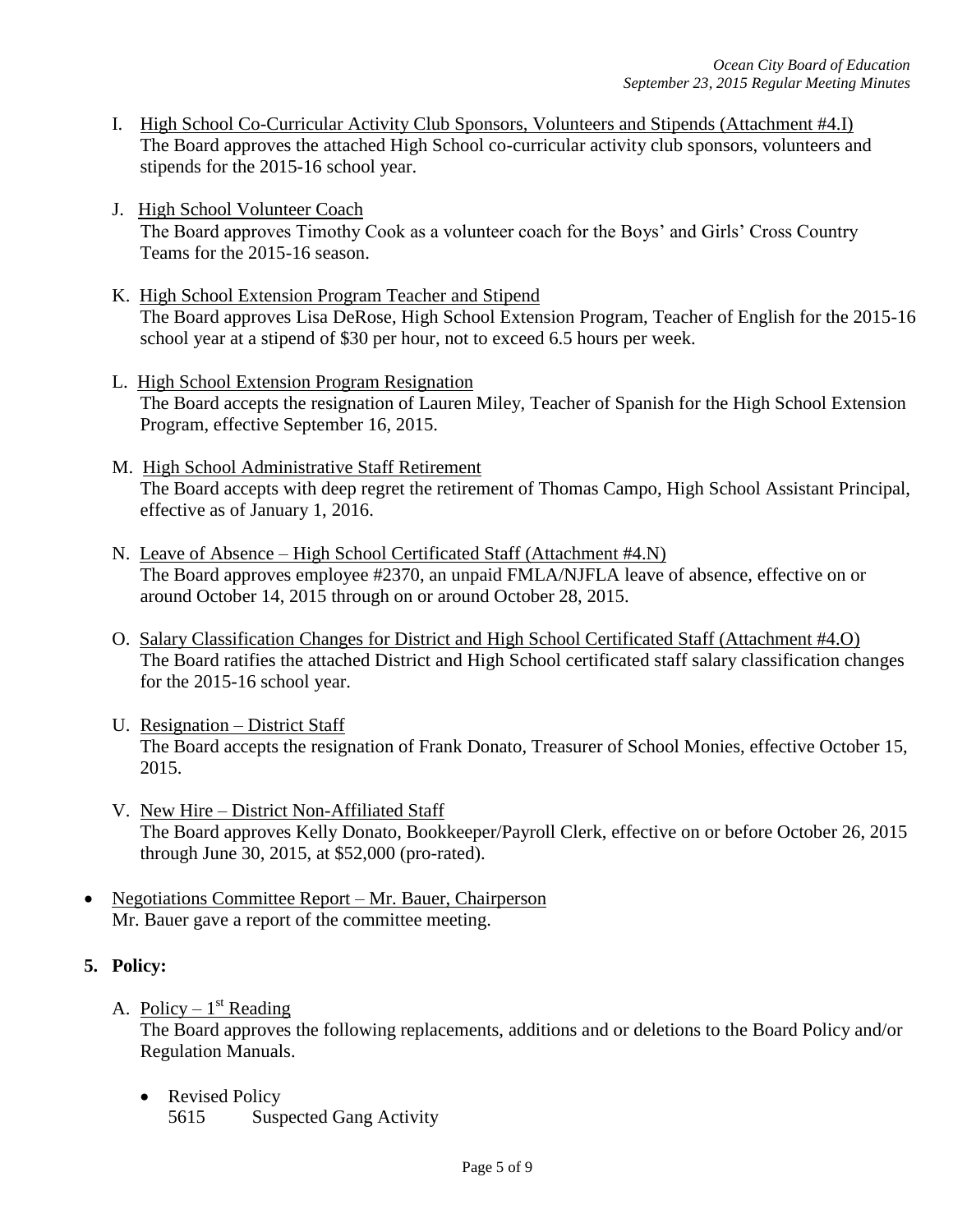I. <u>High School Co-Curricular Activity Club Sponsors, Volunteers and Stipends (Attachment #4.I)</u>
The Board approves the attached High School co-curricular activity club sponsors, volunteers and stipends for the 2015-16 school year.

J. <u>High School Volunteer Coach</u>
The Board approves Timothy Cook as a volunteer coach for the Boys' and Girls' Cross Country Teams for the 2015-16 season.

K. <u>High School Extension Program Teacher and Stipend</u>
The Board approves Lisa DeRose, High School Extension Program, Teacher of English for the 2015-16 school year at a stipend of $30 per hour, not to exceed 6.5 hours per week.

L. <u>High School Extension Program Resignation</u>
The Board accepts the resignation of Lauren Miley, Teacher of Spanish for the High School Extension Program, effective September 16, 2015.

M. <u>High School Administrative Staff Retirement</u>
The Board accepts with deep regret the retirement of Thomas Campo, High School Assistant Principal, effective as of January 1, 2016.

N. <u>Leave of Absence – High School Certificated Staff (Attachment #4.N)</u>
The Board approves employee #2370, an unpaid FMLA/NJFLA leave of absence, effective on or around October 14, 2015 through on or around October 28, 2015.

O. <u>Salary Classification Changes for District and High School Certificated Staff (Attachment #4.O)</u>
The Board ratifies the attached District and High School certificated staff salary classification changes for the 2015-16 school year.

U. <u>Resignation – District Staff</u>
The Board accepts the resignation of Frank Donato, Treasurer of School Monies, effective October 15, 2015.

V. <u>New Hire – District Non-Affiliated Staff</u>
The Board approves Kelly Donato, Bookkeeper/Payroll Clerk, effective on or before October 26, 2015 through June 30, 2015, at $52,000 (pro-rated).

- <u>Negotiations Committee Report – Mr. Bauer, Chairperson</u>
  Mr. Bauer gave a report of the committee meeting.

**5. Policy:**

A. <u>Policy – 1st Reading</u>
The Board approves the following replacements, additions and or deletions to the Board Policy and/or Regulation Manuals.

- Revised Policy
  5615 Suspected Gang Activity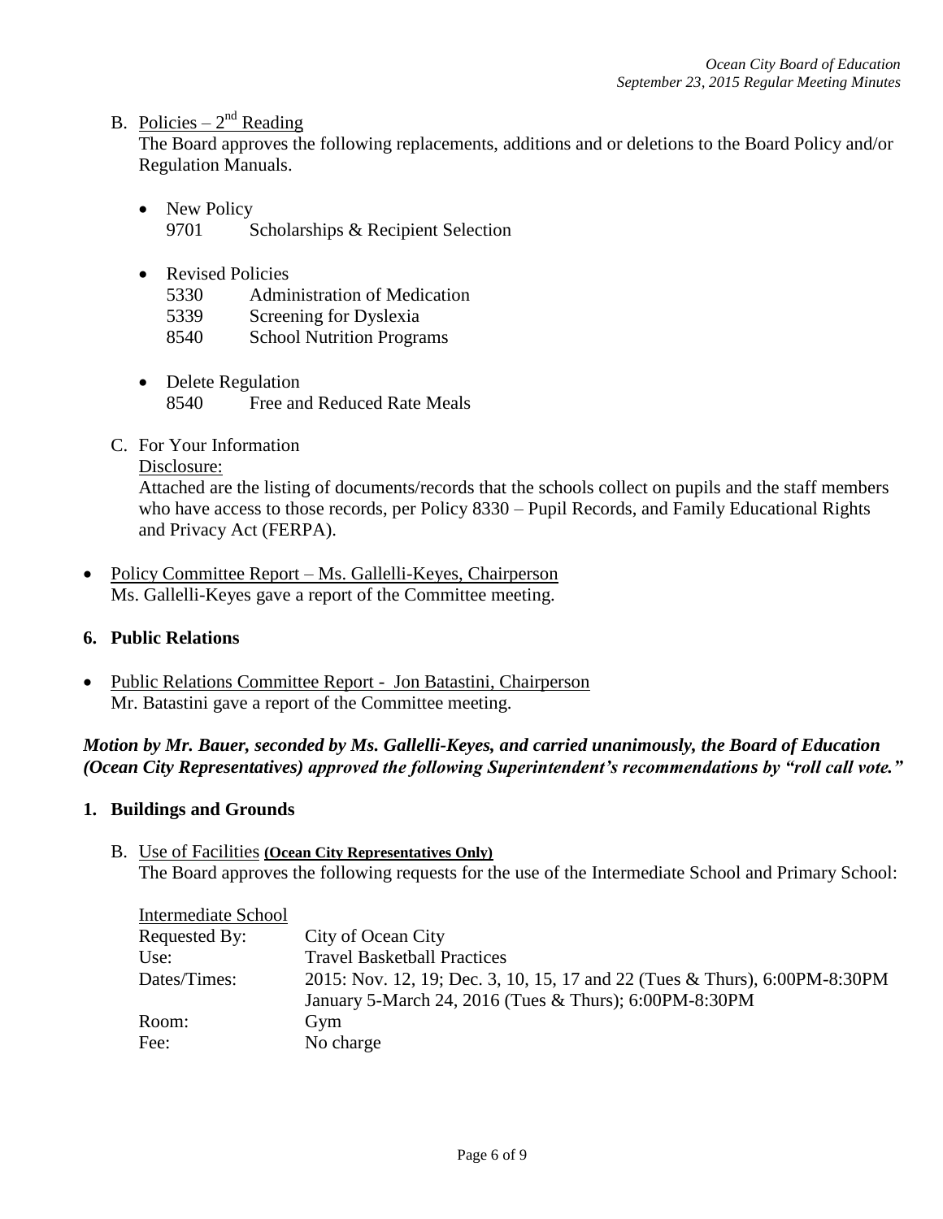B. Policies – 2nd Reading

The Board approves the following replacements, additions and or deletions to the Board Policy and/or Regulation Manuals.

- New Policy
  9701 Scholarships & Recipient Selection

- Revised Policies
  5330 Administration of Medication
  5339 Screening for Dyslexia
  8540 School Nutrition Programs

- Delete Regulation
  8540 Free and Reduced Rate Meals

C. For Your Information

Disclosure:

Attached are the listing of documents/records that the schools collect on pupils and the staff members who have access to those records, per Policy 8330 – Pupil Records, and Family Educational Rights and Privacy Act (FERPA).

- Policy Committee Report – Ms. Gallelli-Keyes, Chairperson
  Ms. Gallelli-Keyes gave a report of the Committee meeting.

**6. Public Relations**

- Public Relations Committee Report - Jon Batastini, Chairperson
  Mr. Batastini gave a report of the Committee meeting.

***Motion by Mr. Bauer, seconded by Ms. Gallelli-Keyes, and carried unanimously, the Board of Education (Ocean City Representatives) approved the following Superintendent's recommendations by "roll call vote."***

**1. Buildings and Grounds**

B. Use of Facilities **(Ocean City Representatives Only)**

The Board approves the following requests for the use of the Intermediate School and Primary School:

Intermediate School

| | |
|---|---|
| Requested By: | City of Ocean City |
| Use: | Travel Basketball Practices |
| Dates/Times: | 2015: Nov. 12, 19; Dec. 3, 10, 15, 17 and 22 (Tues & Thurs), 6:00PM-8:30PM<br>January 5-March 24, 2016 (Tues & Thurs); 6:00PM-8:30PM |
| Room: | Gym |
| Fee: | No charge |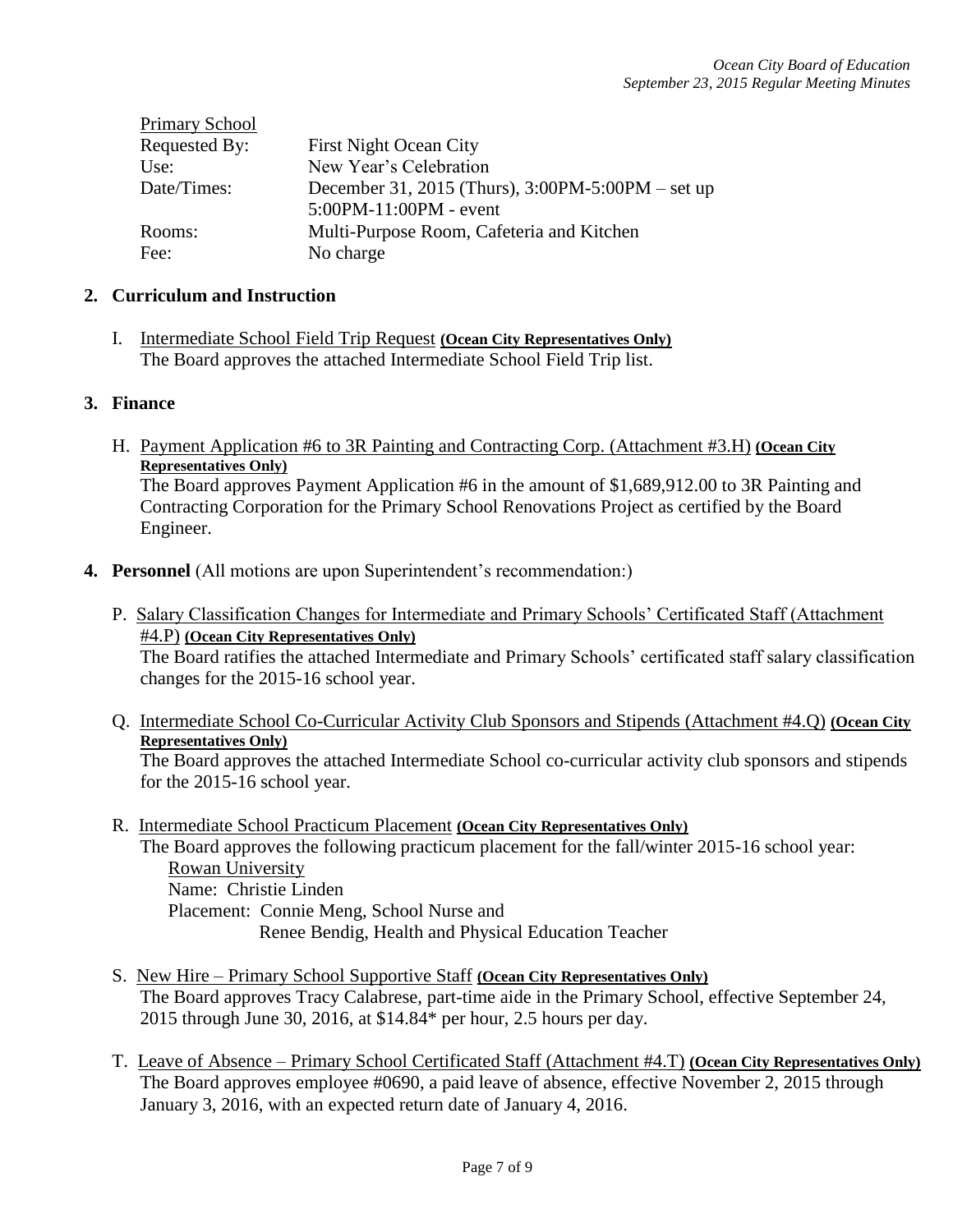Primary School

| | |
|---|---|
| Requested By: | First Night Ocean City |
| Use: | New Year's Celebration |
| Date/Times: | December 31, 2015 (Thurs), 3:00PM-5:00PM – set up<br>5:00PM-11:00PM - event |
| Rooms: | Multi-Purpose Room, Cafeteria and Kitchen |
| Fee: | No charge |

**2. Curriculum and Instruction**

I. Intermediate School Field Trip Request **(Ocean City Representatives Only)**
The Board approves the attached Intermediate School Field Trip list.

**3. Finance**

H. Payment Application #6 to 3R Painting and Contracting Corp. (Attachment #3.H) **(Ocean City Representatives Only)**
The Board approves Payment Application #6 in the amount of $1,689,912.00 to 3R Painting and Contracting Corporation for the Primary School Renovations Project as certified by the Board Engineer.

**4. Personnel** (All motions are upon Superintendent's recommendation:)

P. Salary Classification Changes for Intermediate and Primary Schools' Certificated Staff (Attachment #4.P) **(Ocean City Representatives Only)**
The Board ratifies the attached Intermediate and Primary Schools' certificated staff salary classification changes for the 2015-16 school year.

Q. Intermediate School Co-Curricular Activity Club Sponsors and Stipends (Attachment #4.Q) **(Ocean City Representatives Only)**
The Board approves the attached Intermediate School co-curricular activity club sponsors and stipends for the 2015-16 school year.

R. Intermediate School Practicum Placement **(Ocean City Representatives Only)**
The Board approves the following practicum placement for the fall/winter 2015-16 school year:
Rowan University
Name: Christie Linden
Placement: Connie Meng, School Nurse and
Renee Bendig, Health and Physical Education Teacher

S. New Hire – Primary School Supportive Staff **(Ocean City Representatives Only)**
The Board approves Tracy Calabrese, part-time aide in the Primary School, effective September 24, 2015 through June 30, 2016, at $14.84* per hour, 2.5 hours per day.

T. Leave of Absence – Primary School Certificated Staff (Attachment #4.T) **(Ocean City Representatives Only)**
The Board approves employee #0690, a paid leave of absence, effective November 2, 2015 through January 3, 2016, with an expected return date of January 4, 2016.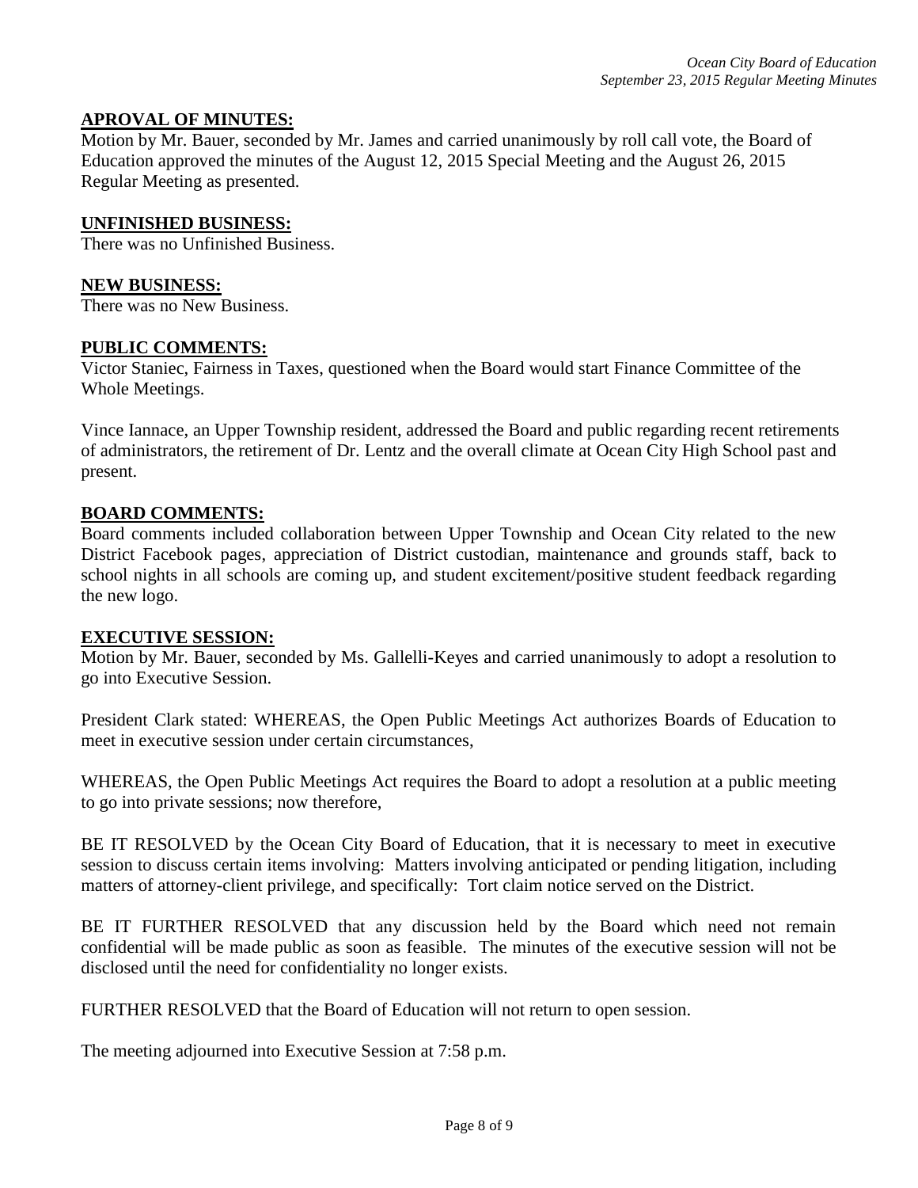**APROVAL OF MINUTES:**

Motion by Mr. Bauer, seconded by Mr. James and carried unanimously by roll call vote, the Board of Education approved the minutes of the August 12, 2015 Special Meeting and the August 26, 2015 Regular Meeting as presented.

**UNFINISHED BUSINESS:**

There was no Unfinished Business.

**NEW BUSINESS:**

There was no New Business.

**PUBLIC COMMENTS:**

Victor Staniec, Fairness in Taxes, questioned when the Board would start Finance Committee of the Whole Meetings.

Vince Iannace, an Upper Township resident, addressed the Board and public regarding recent retirements of administrators, the retirement of Dr. Lentz and the overall climate at Ocean City High School past and present.

**BOARD COMMENTS:**

Board comments included collaboration between Upper Township and Ocean City related to the new District Facebook pages, appreciation of District custodian, maintenance and grounds staff, back to school nights in all schools are coming up, and student excitement/positive student feedback regarding the new logo.

**EXECUTIVE SESSION:**

Motion by Mr. Bauer, seconded by Ms. Gallelli-Keyes and carried unanimously to adopt a resolution to go into Executive Session.

President Clark stated: WHEREAS, the Open Public Meetings Act authorizes Boards of Education to meet in executive session under certain circumstances,

WHEREAS, the Open Public Meetings Act requires the Board to adopt a resolution at a public meeting to go into private sessions; now therefore,

BE IT RESOLVED by the Ocean City Board of Education, that it is necessary to meet in executive session to discuss certain items involving: Matters involving anticipated or pending litigation, including matters of attorney-client privilege, and specifically: Tort claim notice served on the District.

BE IT FURTHER RESOLVED that any discussion held by the Board which need not remain confidential will be made public as soon as feasible. The minutes of the executive session will not be disclosed until the need for confidentiality no longer exists.

FURTHER RESOLVED that the Board of Education will not return to open session.

The meeting adjourned into Executive Session at 7:58 p.m.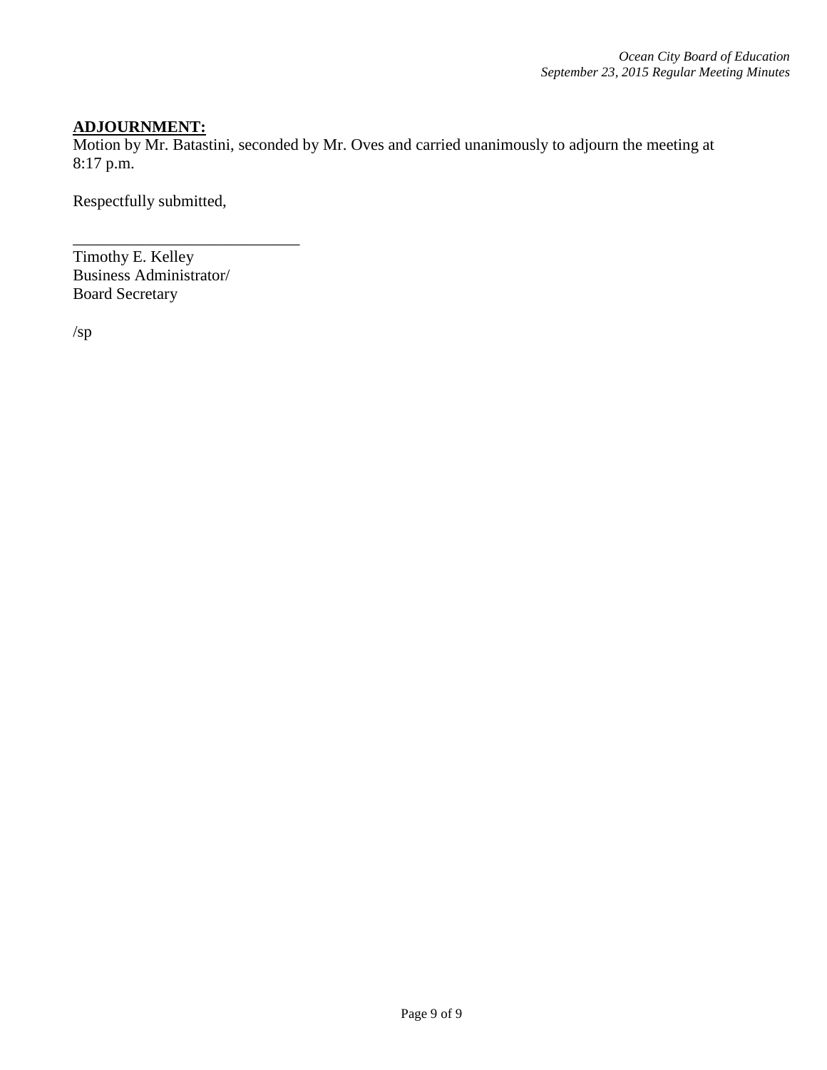**ADJOURNMENT:**

Motion by Mr. Batastini, seconded by Mr. Oves and carried unanimously to adjourn the meeting at 8:17 p.m.

Respectfully submitted,

\_\_\_\_\_\_\_\_\_\_\_\_\_\_\_\_\_\_\_\_\_\_\_\_\_\_\_\_\_

Timothy E. Kelley
Business Administrator/
Board Secretary

/sp